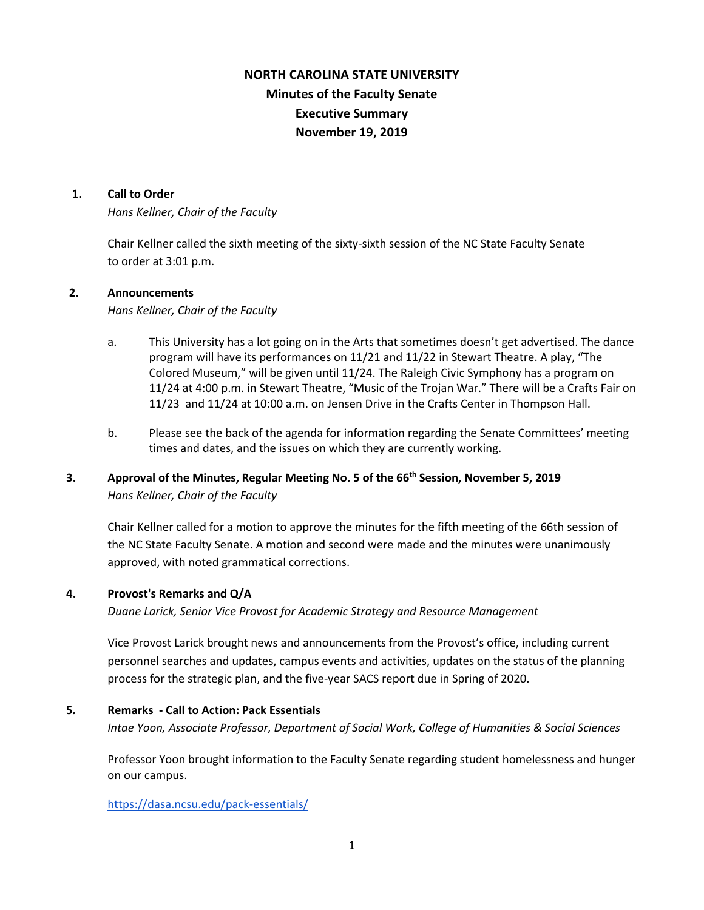# NORTH CAROLINA STATE UNIVERSITY
## Minutes of the Faculty Senate
## Executive Summary
## November 19, 2019

**1. Call to Order**

*Hans Kellner, Chair of the Faculty*

Chair Kellner called the sixth meeting of the sixty-sixth session of the NC State Faculty Senate to order at 3:01 p.m.

**2. Announcements**

*Hans Kellner, Chair of the Faculty*

a. This University has a lot going on in the Arts that sometimes doesn't get advertised. The dance program will have its performances on 11/21 and 11/22 in Stewart Theatre. A play, "The Colored Museum," will be given until 11/24. The Raleigh Civic Symphony has a program on 11/24 at 4:00 p.m. in Stewart Theatre, "Music of the Trojan War." There will be a Crafts Fair on 11/23 and 11/24 at 10:00 a.m. on Jensen Drive in the Crafts Center in Thompson Hall.

b. Please see the back of the agenda for information regarding the Senate Committees' meeting times and dates, and the issues on which they are currently working.

**3. Approval of the Minutes, Regular Meeting No. 5 of the 66th Session, November 5, 2019**

*Hans Kellner, Chair of the Faculty*

Chair Kellner called for a motion to approve the minutes for the fifth meeting of the 66th session of the NC State Faculty Senate. A motion and second were made and the minutes were unanimously approved, with noted grammatical corrections.

**4. Provost's Remarks and Q/A**

*Duane Larick, Senior Vice Provost for Academic Strategy and Resource Management*

Vice Provost Larick brought news and announcements from the Provost's office, including current personnel searches and updates, campus events and activities, updates on the status of the planning process for the strategic plan, and the five-year SACS report due in Spring of 2020.

**5. Remarks - Call to Action: Pack Essentials**

*Intae Yoon, Associate Professor, Department of Social Work, College of Humanities & Social Sciences*

Professor Yoon brought information to the Faculty Senate regarding student homelessness and hunger on our campus.

https://dasa.ncsu.edu/pack-essentials/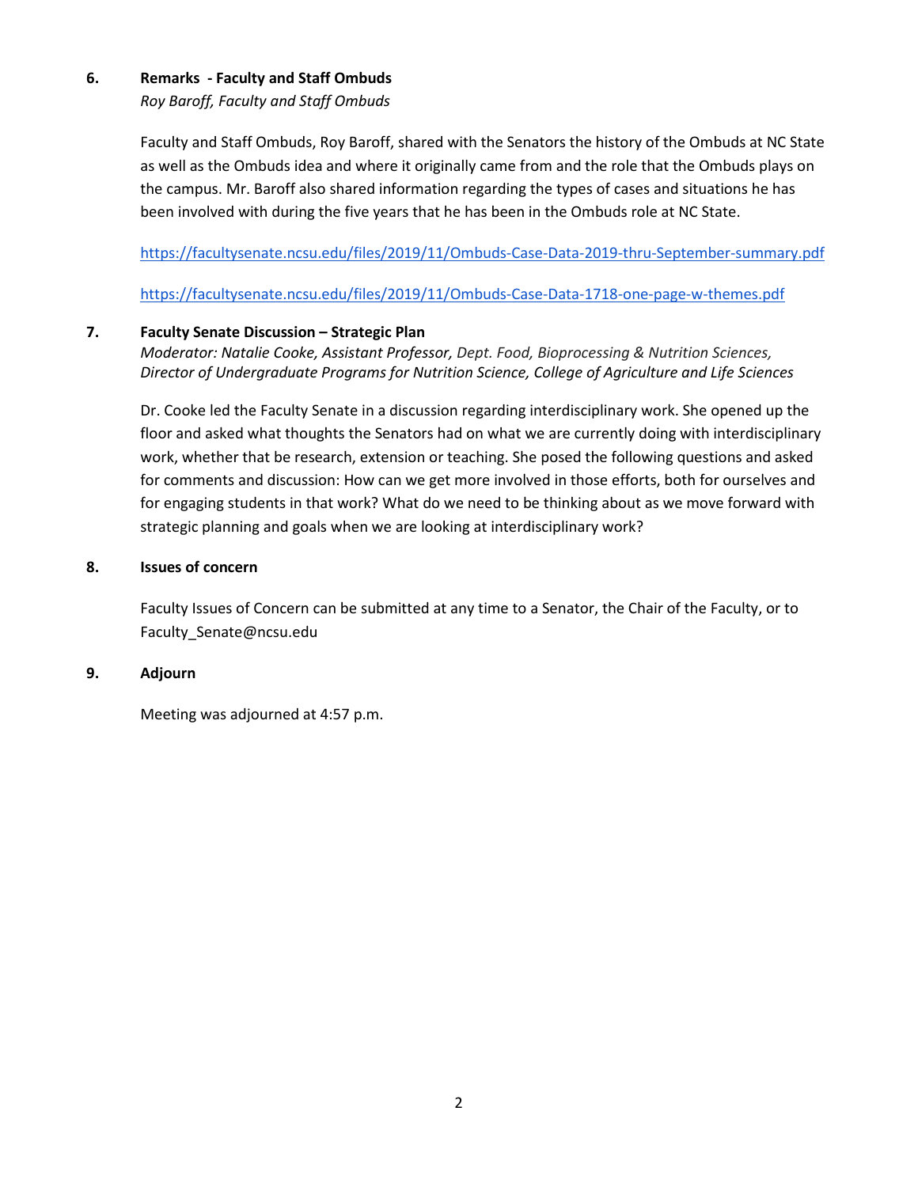**6. Remarks - Faculty and Staff Ombuds**

*Roy Baroff, Faculty and Staff Ombuds*

Faculty and Staff Ombuds, Roy Baroff, shared with the Senators the history of the Ombuds at NC State as well as the Ombuds idea and where it originally came from and the role that the Ombuds plays on the campus. Mr. Baroff also shared information regarding the types of cases and situations he has been involved with during the five years that he has been in the Ombuds role at NC State.

https://facultysenate.ncsu.edu/files/2019/11/Ombuds-Case-Data-2019-thru-September-summary.pdf

https://facultysenate.ncsu.edu/files/2019/11/Ombuds-Case-Data-1718-one-page-w-themes.pdf

**7. Faculty Senate Discussion – Strategic Plan**

*Moderator: Natalie Cooke, Assistant Professor, Dept. Food, Bioprocessing & Nutrition Sciences, Director of Undergraduate Programs for Nutrition Science, College of Agriculture and Life Sciences*

Dr. Cooke led the Faculty Senate in a discussion regarding interdisciplinary work. She opened up the floor and asked what thoughts the Senators had on what we are currently doing with interdisciplinary work, whether that be research, extension or teaching. She posed the following questions and asked for comments and discussion: How can we get more involved in those efforts, both for ourselves and for engaging students in that work? What do we need to be thinking about as we move forward with strategic planning and goals when we are looking at interdisciplinary work?

**8. Issues of concern**

Faculty Issues of Concern can be submitted at any time to a Senator, the Chair of the Faculty, or to Faculty_Senate@ncsu.edu

**9. Adjourn**

Meeting was adjourned at 4:57 p.m.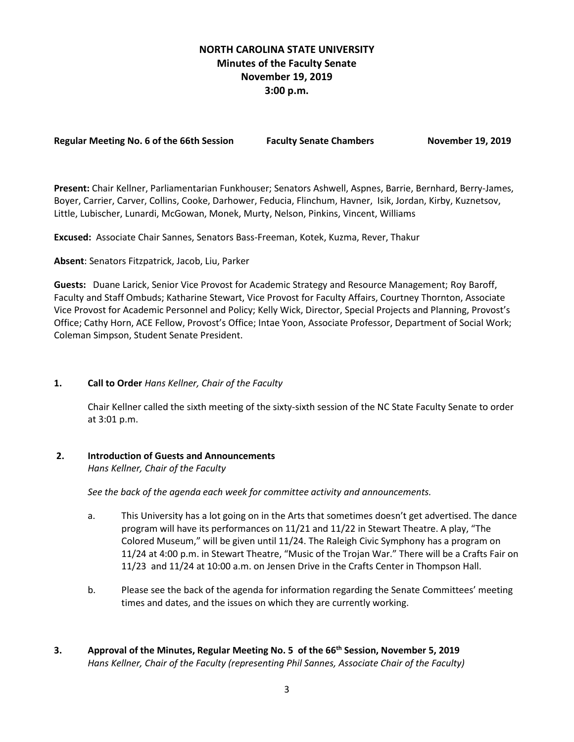# NORTH CAROLINA STATE UNIVERSITY
## Minutes of the Faculty Senate
## November 19, 2019
## 3:00 p.m.

**Regular Meeting No. 6 of the 66th Session Faculty Senate Chambers November 19, 2019**

**Present:** Chair Kellner, Parliamentarian Funkhouser; Senators Ashwell, Aspnes, Barrie, Bernhard, Berry-James, Boyer, Carrier, Carver, Collins, Cooke, Darhower, Feducia, Flinchum, Havner, Isik, Jordan, Kirby, Kuznetsov, Little, Lubischer, Lunardi, McGowan, Monek, Murty, Nelson, Pinkins, Vincent, Williams

**Excused:** Associate Chair Sannes, Senators Bass-Freeman, Kotek, Kuzma, Rever, Thakur

**Absent**: Senators Fitzpatrick, Jacob, Liu, Parker

**Guests:** Duane Larick, Senior Vice Provost for Academic Strategy and Resource Management; Roy Baroff, Faculty and Staff Ombuds; Katharine Stewart, Vice Provost for Faculty Affairs, Courtney Thornton, Associate Vice Provost for Academic Personnel and Policy; Kelly Wick, Director, Special Projects and Planning, Provost's Office; Cathy Horn, ACE Fellow, Provost's Office; Intae Yoon, Associate Professor, Department of Social Work; Coleman Simpson, Student Senate President.

**1. Call to Order** *Hans Kellner, Chair of the Faculty*

Chair Kellner called the sixth meeting of the sixty-sixth session of the NC State Faculty Senate to order at 3:01 p.m.

**2. Introduction of Guests and Announcements**
*Hans Kellner, Chair of the Faculty*

*See the back of the agenda each week for committee activity and announcements.*

a. This University has a lot going on in the Arts that sometimes doesn't get advertised. The dance program will have its performances on 11/21 and 11/22 in Stewart Theatre. A play, "The Colored Museum," will be given until 11/24. The Raleigh Civic Symphony has a program on 11/24 at 4:00 p.m. in Stewart Theatre, "Music of the Trojan War." There will be a Crafts Fair on 11/23 and 11/24 at 10:00 a.m. on Jensen Drive in the Crafts Center in Thompson Hall.

b. Please see the back of the agenda for information regarding the Senate Committees' meeting times and dates, and the issues on which they are currently working.

**3. Approval of the Minutes, Regular Meeting No. 5 of the 66th Session, November 5, 2019**
*Hans Kellner, Chair of the Faculty (representing Phil Sannes, Associate Chair of the Faculty)*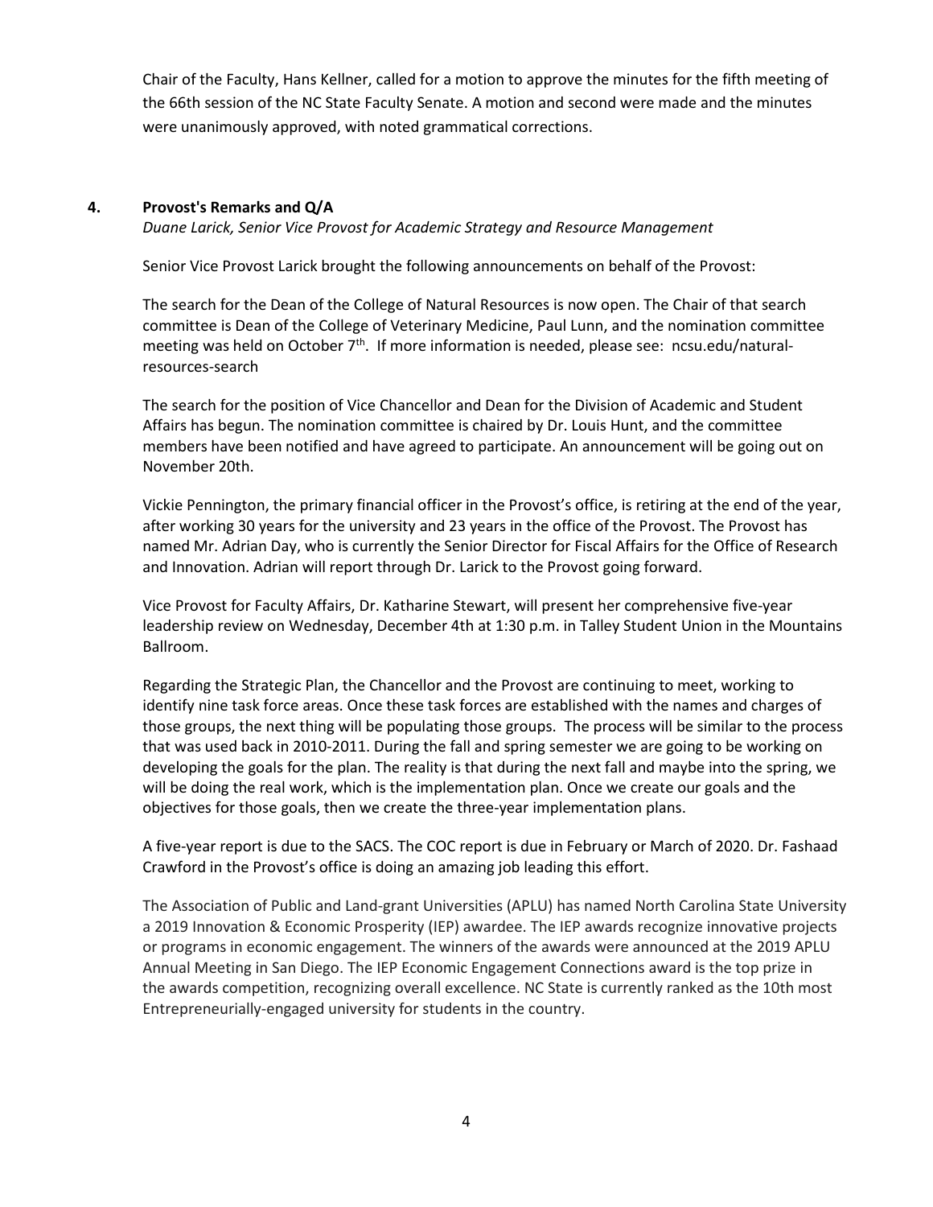Chair of the Faculty, Hans Kellner, called for a motion to approve the minutes for the fifth meeting of the 66th session of the NC State Faculty Senate. A motion and second were made and the minutes were unanimously approved, with noted grammatical corrections.

**4. Provost's Remarks and Q/A**

*Duane Larick, Senior Vice Provost for Academic Strategy and Resource Management*

Senior Vice Provost Larick brought the following announcements on behalf of the Provost:

The search for the Dean of the College of Natural Resources is now open. The Chair of that search committee is Dean of the College of Veterinary Medicine, Paul Lunn, and the nomination committee meeting was held on October 7th. If more information is needed, please see: ncsu.edu/natural-resources-search

The search for the position of Vice Chancellor and Dean for the Division of Academic and Student Affairs has begun. The nomination committee is chaired by Dr. Louis Hunt, and the committee members have been notified and have agreed to participate. An announcement will be going out on November 20th.

Vickie Pennington, the primary financial officer in the Provost's office, is retiring at the end of the year, after working 30 years for the university and 23 years in the office of the Provost. The Provost has named Mr. Adrian Day, who is currently the Senior Director for Fiscal Affairs for the Office of Research and Innovation. Adrian will report through Dr. Larick to the Provost going forward.

Vice Provost for Faculty Affairs, Dr. Katharine Stewart, will present her comprehensive five-year leadership review on Wednesday, December 4th at 1:30 p.m. in Talley Student Union in the Mountains Ballroom.

Regarding the Strategic Plan, the Chancellor and the Provost are continuing to meet, working to identify nine task force areas. Once these task forces are established with the names and charges of those groups, the next thing will be populating those groups. The process will be similar to the process that was used back in 2010-2011. During the fall and spring semester we are going to be working on developing the goals for the plan. The reality is that during the next fall and maybe into the spring, we will be doing the real work, which is the implementation plan. Once we create our goals and the objectives for those goals, then we create the three-year implementation plans.

A five-year report is due to the SACS. The COC report is due in February or March of 2020. Dr. Fashaad Crawford in the Provost's office is doing an amazing job leading this effort.

The Association of Public and Land-grant Universities (APLU) has named North Carolina State University a 2019 Innovation & Economic Prosperity (IEP) awardee. The IEP awards recognize innovative projects or programs in economic engagement. The winners of the awards were announced at the 2019 APLU Annual Meeting in San Diego. The IEP Economic Engagement Connections award is the top prize in the awards competition, recognizing overall excellence. NC State is currently ranked as the 10th most Entrepreneurially-engaged university for students in the country.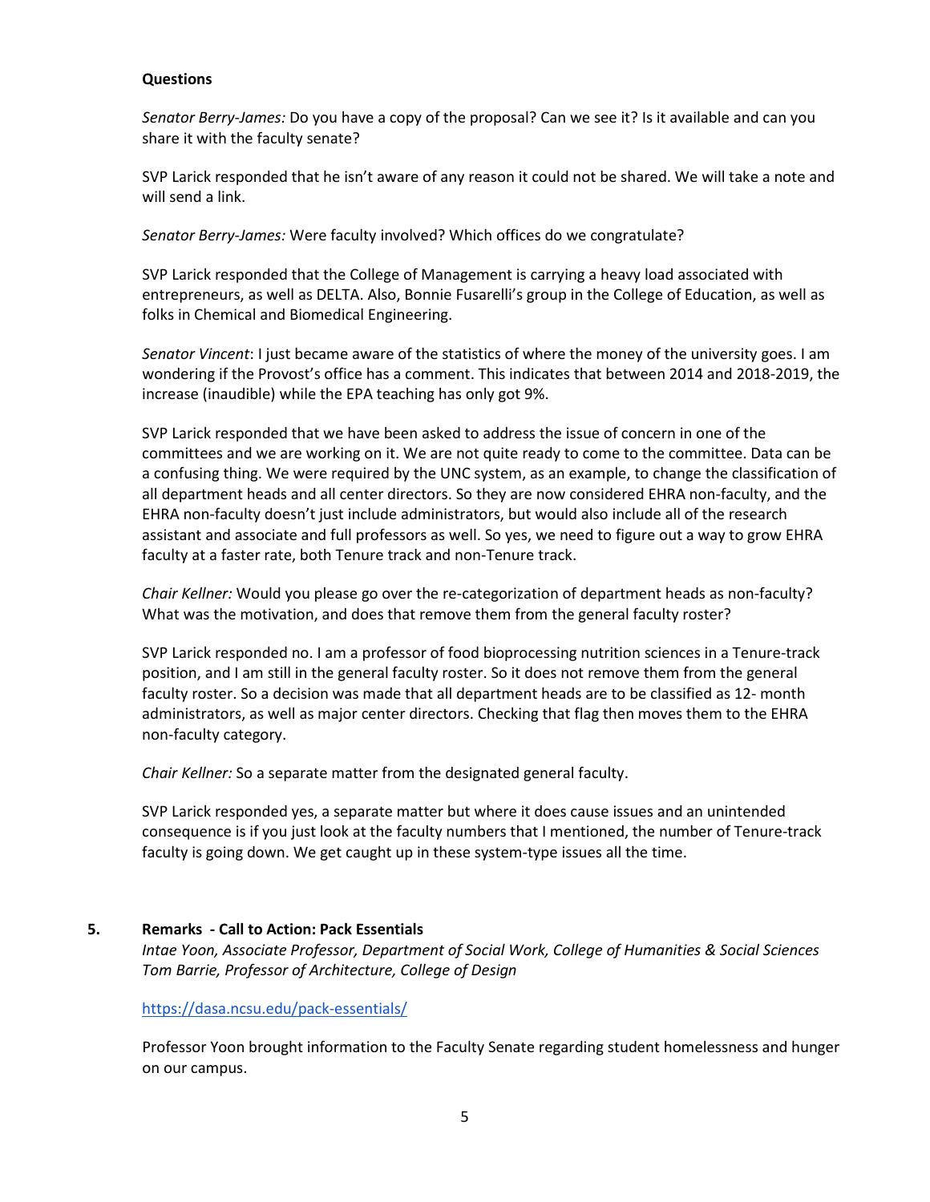**Questions**

*Senator Berry-James:* Do you have a copy of the proposal? Can we see it? Is it available and can you share it with the faculty senate?

SVP Larick responded that he isn't aware of any reason it could not be shared. We will take a note and will send a link.

*Senator Berry-James:* Were faculty involved? Which offices do we congratulate?

SVP Larick responded that the College of Management is carrying a heavy load associated with entrepreneurs, as well as DELTA. Also, Bonnie Fusarelli's group in the College of Education, as well as folks in Chemical and Biomedical Engineering.

*Senator Vincent*: I just became aware of the statistics of where the money of the university goes. I am wondering if the Provost's office has a comment. This indicates that between 2014 and 2018-2019, the increase (inaudible) while the EPA teaching has only got 9%.

SVP Larick responded that we have been asked to address the issue of concern in one of the committees and we are working on it. We are not quite ready to come to the committee. Data can be a confusing thing. We were required by the UNC system, as an example, to change the classification of all department heads and all center directors. So they are now considered EHRA non-faculty, and the EHRA non-faculty doesn't just include administrators, but would also include all of the research assistant and associate and full professors as well. So yes, we need to figure out a way to grow EHRA faculty at a faster rate, both Tenure track and non-Tenure track.

*Chair Kellner:* Would you please go over the re-categorization of department heads as non-faculty? What was the motivation, and does that remove them from the general faculty roster?

SVP Larick responded no. I am a professor of food bioprocessing nutrition sciences in a Tenure-track position, and I am still in the general faculty roster. So it does not remove them from the general faculty roster. So a decision was made that all department heads are to be classified as 12- month administrators, as well as major center directors. Checking that flag then moves them to the EHRA non-faculty category.

*Chair Kellner:* So a separate matter from the designated general faculty.

SVP Larick responded yes, a separate matter but where it does cause issues and an unintended consequence is if you just look at the faculty numbers that I mentioned, the number of Tenure-track faculty is going down. We get caught up in these system-type issues all the time.

## 5. Remarks - Call to Action: Pack Essentials

*Intae Yoon, Associate Professor, Department of Social Work, College of Humanities & Social Sciences*
*Tom Barrie, Professor of Architecture, College of Design*

https://dasa.ncsu.edu/pack-essentials/

Professor Yoon brought information to the Faculty Senate regarding student homelessness and hunger on our campus.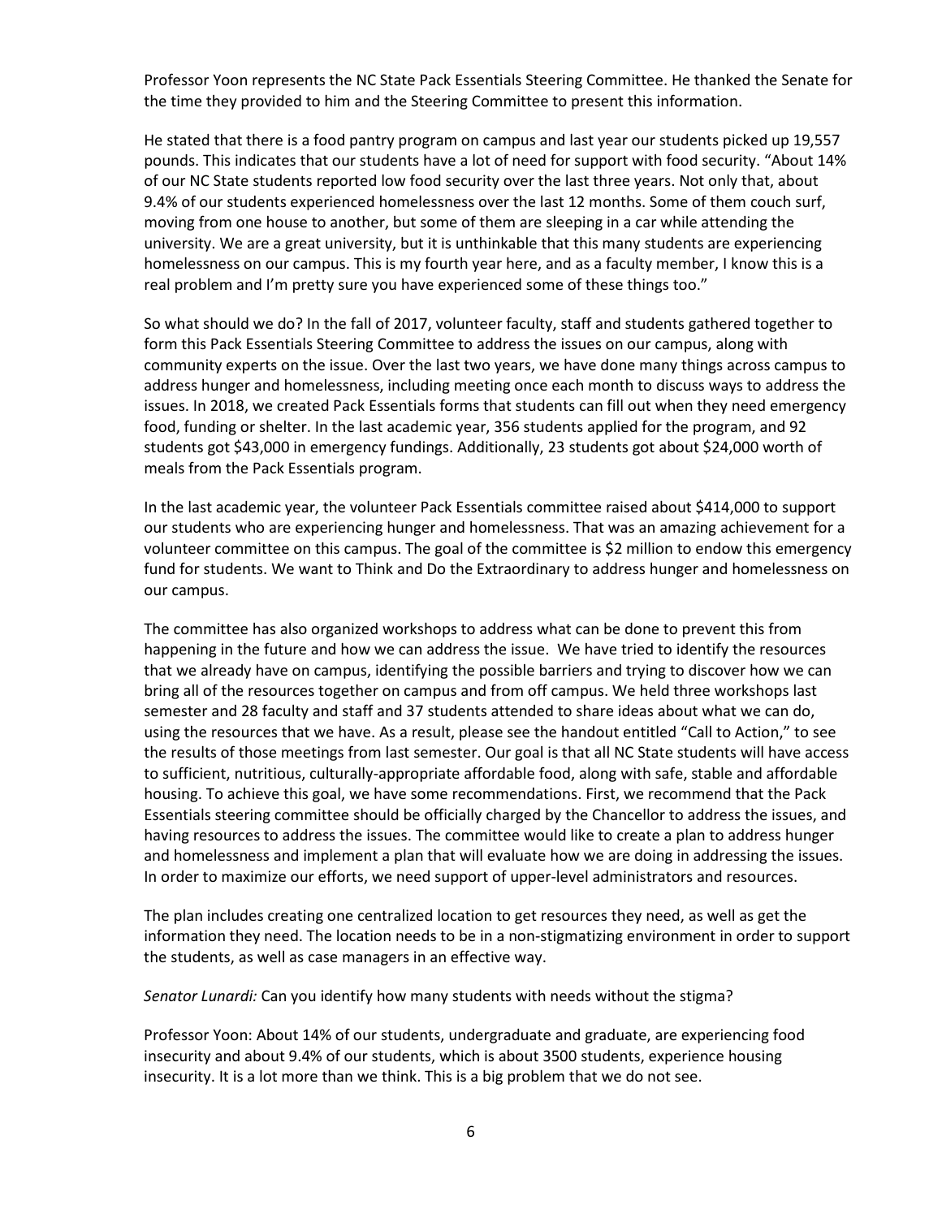Professor Yoon represents the NC State Pack Essentials Steering Committee. He thanked the Senate for the time they provided to him and the Steering Committee to present this information.

He stated that there is a food pantry program on campus and last year our students picked up 19,557 pounds. This indicates that our students have a lot of need for support with food security. "About 14% of our NC State students reported low food security over the last three years. Not only that, about 9.4% of our students experienced homelessness over the last 12 months. Some of them couch surf, moving from one house to another, but some of them are sleeping in a car while attending the university. We are a great university, but it is unthinkable that this many students are experiencing homelessness on our campus. This is my fourth year here, and as a faculty member, I know this is a real problem and I'm pretty sure you have experienced some of these things too."

So what should we do? In the fall of 2017, volunteer faculty, staff and students gathered together to form this Pack Essentials Steering Committee to address the issues on our campus, along with community experts on the issue. Over the last two years, we have done many things across campus to address hunger and homelessness, including meeting once each month to discuss ways to address the issues. In 2018, we created Pack Essentials forms that students can fill out when they need emergency food, funding or shelter. In the last academic year, 356 students applied for the program, and 92 students got $43,000 in emergency fundings. Additionally, 23 students got about $24,000 worth of meals from the Pack Essentials program.

In the last academic year, the volunteer Pack Essentials committee raised about $414,000 to support our students who are experiencing hunger and homelessness. That was an amazing achievement for a volunteer committee on this campus. The goal of the committee is $2 million to endow this emergency fund for students. We want to Think and Do the Extraordinary to address hunger and homelessness on our campus.

The committee has also organized workshops to address what can be done to prevent this from happening in the future and how we can address the issue. We have tried to identify the resources that we already have on campus, identifying the possible barriers and trying to discover how we can bring all of the resources together on campus and from off campus. We held three workshops last semester and 28 faculty and staff and 37 students attended to share ideas about what we can do, using the resources that we have. As a result, please see the handout entitled "Call to Action," to see the results of those meetings from last semester. Our goal is that all NC State students will have access to sufficient, nutritious, culturally-appropriate affordable food, along with safe, stable and affordable housing. To achieve this goal, we have some recommendations. First, we recommend that the Pack Essentials steering committee should be officially charged by the Chancellor to address the issues, and having resources to address the issues. The committee would like to create a plan to address hunger and homelessness and implement a plan that will evaluate how we are doing in addressing the issues. In order to maximize our efforts, we need support of upper-level administrators and resources.

The plan includes creating one centralized location to get resources they need, as well as get the information they need. The location needs to be in a non-stigmatizing environment in order to support the students, as well as case managers in an effective way.

*Senator Lunardi:* Can you identify how many students with needs without the stigma?

Professor Yoon: About 14% of our students, undergraduate and graduate, are experiencing food insecurity and about 9.4% of our students, which is about 3500 students, experience housing insecurity. It is a lot more than we think. This is a big problem that we do not see.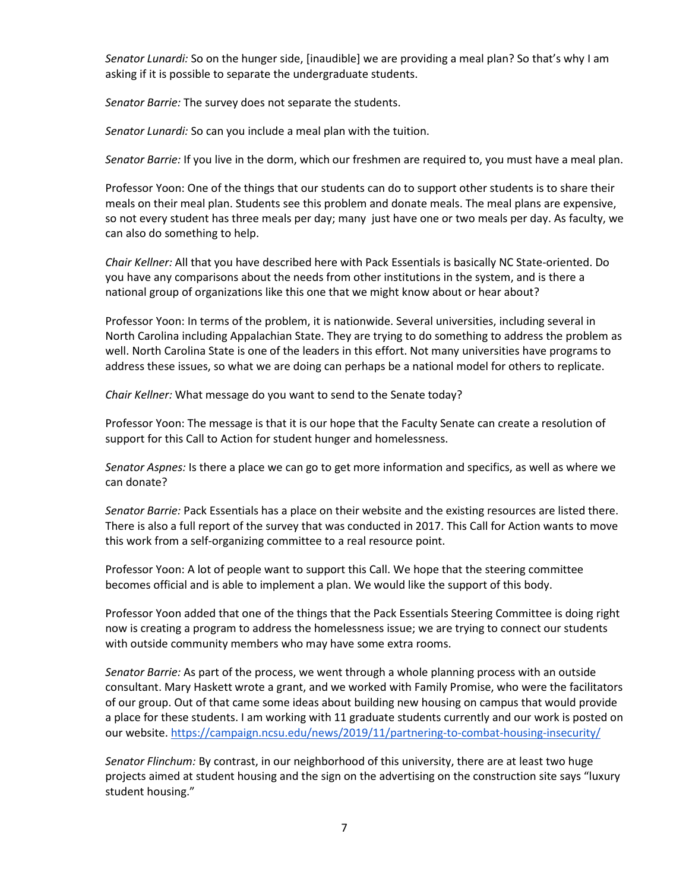*Senator Lunardi:* So on the hunger side, [inaudible] we are providing a meal plan? So that's why I am asking if it is possible to separate the undergraduate students.

*Senator Barrie:* The survey does not separate the students.

*Senator Lunardi:* So can you include a meal plan with the tuition.

*Senator Barrie:* If you live in the dorm, which our freshmen are required to, you must have a meal plan.

Professor Yoon: One of the things that our students can do to support other students is to share their meals on their meal plan. Students see this problem and donate meals. The meal plans are expensive, so not every student has three meals per day; many just have one or two meals per day. As faculty, we can also do something to help.

*Chair Kellner:* All that you have described here with Pack Essentials is basically NC State-oriented. Do you have any comparisons about the needs from other institutions in the system, and is there a national group of organizations like this one that we might know about or hear about?

Professor Yoon: In terms of the problem, it is nationwide. Several universities, including several in North Carolina including Appalachian State. They are trying to do something to address the problem as well. North Carolina State is one of the leaders in this effort. Not many universities have programs to address these issues, so what we are doing can perhaps be a national model for others to replicate.

*Chair Kellner:* What message do you want to send to the Senate today?

Professor Yoon: The message is that it is our hope that the Faculty Senate can create a resolution of support for this Call to Action for student hunger and homelessness.

*Senator Aspnes:* Is there a place we can go to get more information and specifics, as well as where we can donate?

*Senator Barrie:* Pack Essentials has a place on their website and the existing resources are listed there. There is also a full report of the survey that was conducted in 2017. This Call for Action wants to move this work from a self-organizing committee to a real resource point.

Professor Yoon: A lot of people want to support this Call. We hope that the steering committee becomes official and is able to implement a plan. We would like the support of this body.

Professor Yoon added that one of the things that the Pack Essentials Steering Committee is doing right now is creating a program to address the homelessness issue; we are trying to connect our students with outside community members who may have some extra rooms.

*Senator Barrie:* As part of the process, we went through a whole planning process with an outside consultant. Mary Haskett wrote a grant, and we worked with Family Promise, who were the facilitators of our group. Out of that came some ideas about building new housing on campus that would provide a place for these students. I am working with 11 graduate students currently and our work is posted on our website. https://campaign.ncsu.edu/news/2019/11/partnering-to-combat-housing-insecurity/

*Senator Flinchum:* By contrast, in our neighborhood of this university, there are at least two huge projects aimed at student housing and the sign on the advertising on the construction site says "luxury student housing."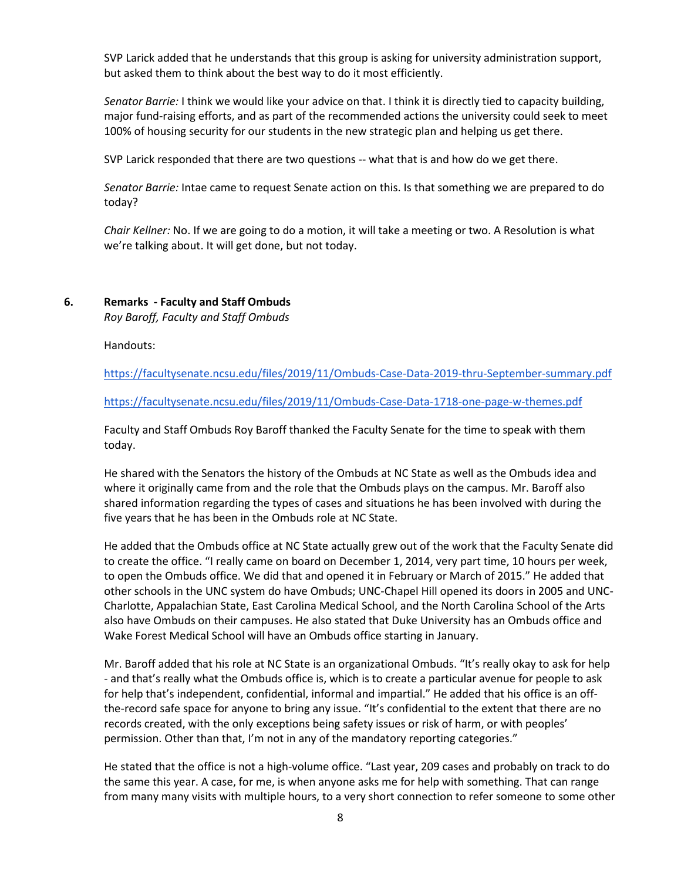SVP Larick added that he understands that this group is asking for university administration support, but asked them to think about the best way to do it most efficiently.

*Senator Barrie:* I think we would like your advice on that. I think it is directly tied to capacity building, major fund-raising efforts, and as part of the recommended actions the university could seek to meet 100% of housing security for our students in the new strategic plan and helping us get there.

SVP Larick responded that there are two questions -- what that is and how do we get there.

*Senator Barrie:* Intae came to request Senate action on this. Is that something we are prepared to do today?

*Chair Kellner:* No. If we are going to do a motion, it will take a meeting or two. A Resolution is what we're talking about. It will get done, but not today.

**6. Remarks - Faculty and Staff Ombuds**

*Roy Baroff, Faculty and Staff Ombuds*

Handouts:

https://facultysenate.ncsu.edu/files/2019/11/Ombuds-Case-Data-2019-thru-September-summary.pdf

https://facultysenate.ncsu.edu/files/2019/11/Ombuds-Case-Data-1718-one-page-w-themes.pdf

Faculty and Staff Ombuds Roy Baroff thanked the Faculty Senate for the time to speak with them today.

He shared with the Senators the history of the Ombuds at NC State as well as the Ombuds idea and where it originally came from and the role that the Ombuds plays on the campus. Mr. Baroff also shared information regarding the types of cases and situations he has been involved with during the five years that he has been in the Ombuds role at NC State.

He added that the Ombuds office at NC State actually grew out of the work that the Faculty Senate did to create the office. "I really came on board on December 1, 2014, very part time, 10 hours per week, to open the Ombuds office. We did that and opened it in February or March of 2015." He added that other schools in the UNC system do have Ombuds; UNC-Chapel Hill opened its doors in 2005 and UNC-Charlotte, Appalachian State, East Carolina Medical School, and the North Carolina School of the Arts also have Ombuds on their campuses. He also stated that Duke University has an Ombuds office and Wake Forest Medical School will have an Ombuds office starting in January.

Mr. Baroff added that his role at NC State is an organizational Ombuds. "It's really okay to ask for help - and that's really what the Ombuds office is, which is to create a particular avenue for people to ask for help that's independent, confidential, informal and impartial." He added that his office is an off-the-record safe space for anyone to bring any issue. "It's confidential to the extent that there are no records created, with the only exceptions being safety issues or risk of harm, or with peoples' permission. Other than that, I'm not in any of the mandatory reporting categories."

He stated that the office is not a high-volume office. "Last year, 209 cases and probably on track to do the same this year. A case, for me, is when anyone asks me for help with something. That can range from many many visits with multiple hours, to a very short connection to refer someone to some other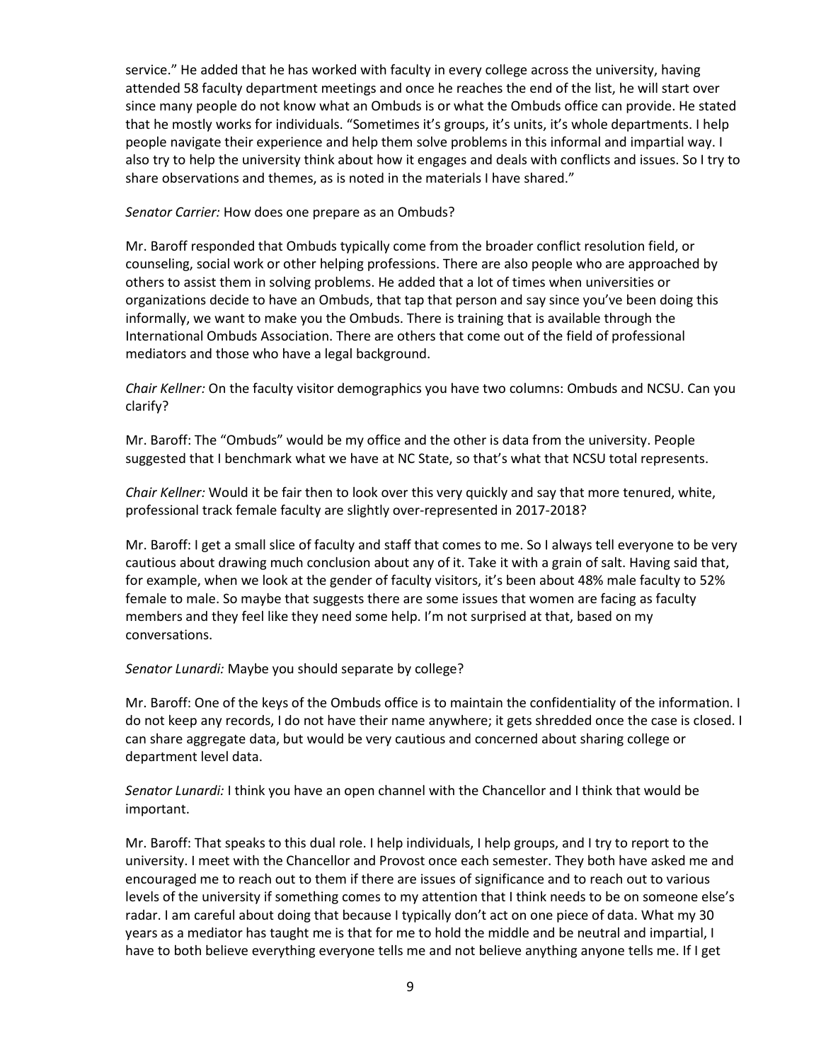service." He added that he has worked with faculty in every college across the university, having attended 58 faculty department meetings and once he reaches the end of the list, he will start over since many people do not know what an Ombuds is or what the Ombuds office can provide. He stated that he mostly works for individuals. "Sometimes it's groups, it's units, it's whole departments. I help people navigate their experience and help them solve problems in this informal and impartial way. I also try to help the university think about how it engages and deals with conflicts and issues. So I try to share observations and themes, as is noted in the materials I have shared."

*Senator Carrier:* How does one prepare as an Ombuds?

Mr. Baroff responded that Ombuds typically come from the broader conflict resolution field, or counseling, social work or other helping professions. There are also people who are approached by others to assist them in solving problems. He added that a lot of times when universities or organizations decide to have an Ombuds, that tap that person and say since you've been doing this informally, we want to make you the Ombuds. There is training that is available through the International Ombuds Association. There are others that come out of the field of professional mediators and those who have a legal background.

*Chair Kellner:* On the faculty visitor demographics you have two columns: Ombuds and NCSU. Can you clarify?

Mr. Baroff: The "Ombuds" would be my office and the other is data from the university. People suggested that I benchmark what we have at NC State, so that's what that NCSU total represents.

*Chair Kellner:* Would it be fair then to look over this very quickly and say that more tenured, white, professional track female faculty are slightly over-represented in 2017-2018?

Mr. Baroff: I get a small slice of faculty and staff that comes to me. So I always tell everyone to be very cautious about drawing much conclusion about any of it. Take it with a grain of salt. Having said that, for example, when we look at the gender of faculty visitors, it's been about 48% male faculty to 52% female to male. So maybe that suggests there are some issues that women are facing as faculty members and they feel like they need some help. I'm not surprised at that, based on my conversations.

*Senator Lunardi:* Maybe you should separate by college?

Mr. Baroff: One of the keys of the Ombuds office is to maintain the confidentiality of the information. I do not keep any records, I do not have their name anywhere; it gets shredded once the case is closed. I can share aggregate data, but would be very cautious and concerned about sharing college or department level data.

*Senator Lunardi:* I think you have an open channel with the Chancellor and I think that would be important.

Mr. Baroff: That speaks to this dual role. I help individuals, I help groups, and I try to report to the university. I meet with the Chancellor and Provost once each semester. They both have asked me and encouraged me to reach out to them if there are issues of significance and to reach out to various levels of the university if something comes to my attention that I think needs to be on someone else's radar. I am careful about doing that because I typically don't act on one piece of data. What my 30 years as a mediator has taught me is that for me to hold the middle and be neutral and impartial, I have to both believe everything everyone tells me and not believe anything anyone tells me. If I get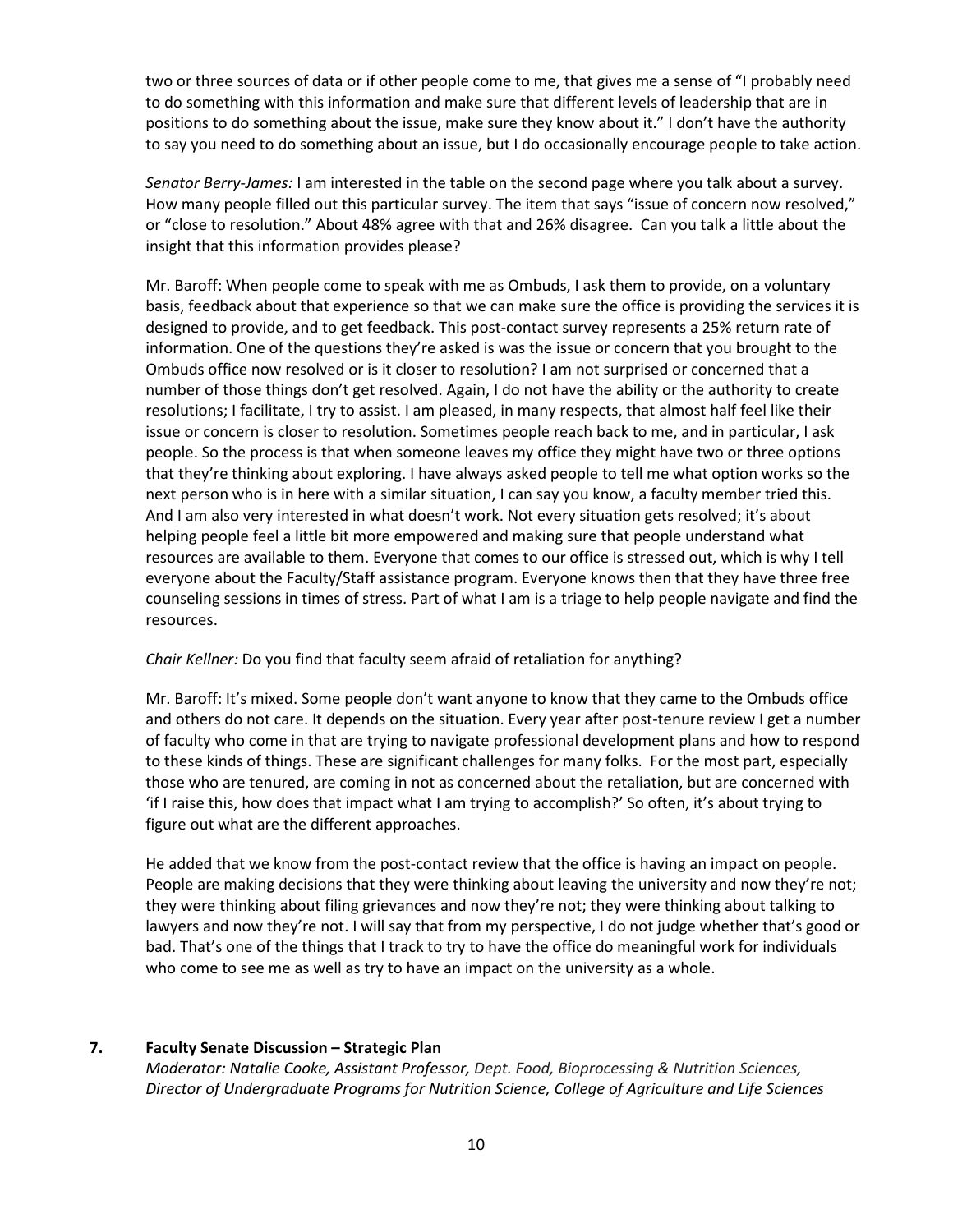two or three sources of data or if other people come to me, that gives me a sense of "I probably need to do something with this information and make sure that different levels of leadership that are in positions to do something about the issue, make sure they know about it." I don't have the authority to say you need to do something about an issue, but I do occasionally encourage people to take action.

*Senator Berry-James:* I am interested in the table on the second page where you talk about a survey. How many people filled out this particular survey. The item that says "issue of concern now resolved," or "close to resolution." About 48% agree with that and 26% disagree. Can you talk a little about the insight that this information provides please?

Mr. Baroff: When people come to speak with me as Ombuds, I ask them to provide, on a voluntary basis, feedback about that experience so that we can make sure the office is providing the services it is designed to provide, and to get feedback. This post-contact survey represents a 25% return rate of information. One of the questions they're asked is was the issue or concern that you brought to the Ombuds office now resolved or is it closer to resolution? I am not surprised or concerned that a number of those things don't get resolved. Again, I do not have the ability or the authority to create resolutions; I facilitate, I try to assist. I am pleased, in many respects, that almost half feel like their issue or concern is closer to resolution. Sometimes people reach back to me, and in particular, I ask people. So the process is that when someone leaves my office they might have two or three options that they're thinking about exploring. I have always asked people to tell me what option works so the next person who is in here with a similar situation, I can say you know, a faculty member tried this. And I am also very interested in what doesn't work. Not every situation gets resolved; it's about helping people feel a little bit more empowered and making sure that people understand what resources are available to them. Everyone that comes to our office is stressed out, which is why I tell everyone about the Faculty/Staff assistance program. Everyone knows then that they have three free counseling sessions in times of stress. Part of what I am is a triage to help people navigate and find the resources.

*Chair Kellner:* Do you find that faculty seem afraid of retaliation for anything?

Mr. Baroff: It's mixed. Some people don't want anyone to know that they came to the Ombuds office and others do not care. It depends on the situation. Every year after post-tenure review I get a number of faculty who come in that are trying to navigate professional development plans and how to respond to these kinds of things. These are significant challenges for many folks. For the most part, especially those who are tenured, are coming in not as concerned about the retaliation, but are concerned with 'if I raise this, how does that impact what I am trying to accomplish?' So often, it's about trying to figure out what are the different approaches.

He added that we know from the post-contact review that the office is having an impact on people. People are making decisions that they were thinking about leaving the university and now they're not; they were thinking about filing grievances and now they're not; they were thinking about talking to lawyers and now they're not. I will say that from my perspective, I do not judge whether that's good or bad. That's one of the things that I track to try to have the office do meaningful work for individuals who come to see me as well as try to have an impact on the university as a whole.

### 7. Faculty Senate Discussion – Strategic Plan

*Moderator: Natalie Cooke, Assistant Professor, Dept. Food, Bioprocessing & Nutrition Sciences, Director of Undergraduate Programs for Nutrition Science, College of Agriculture and Life Sciences*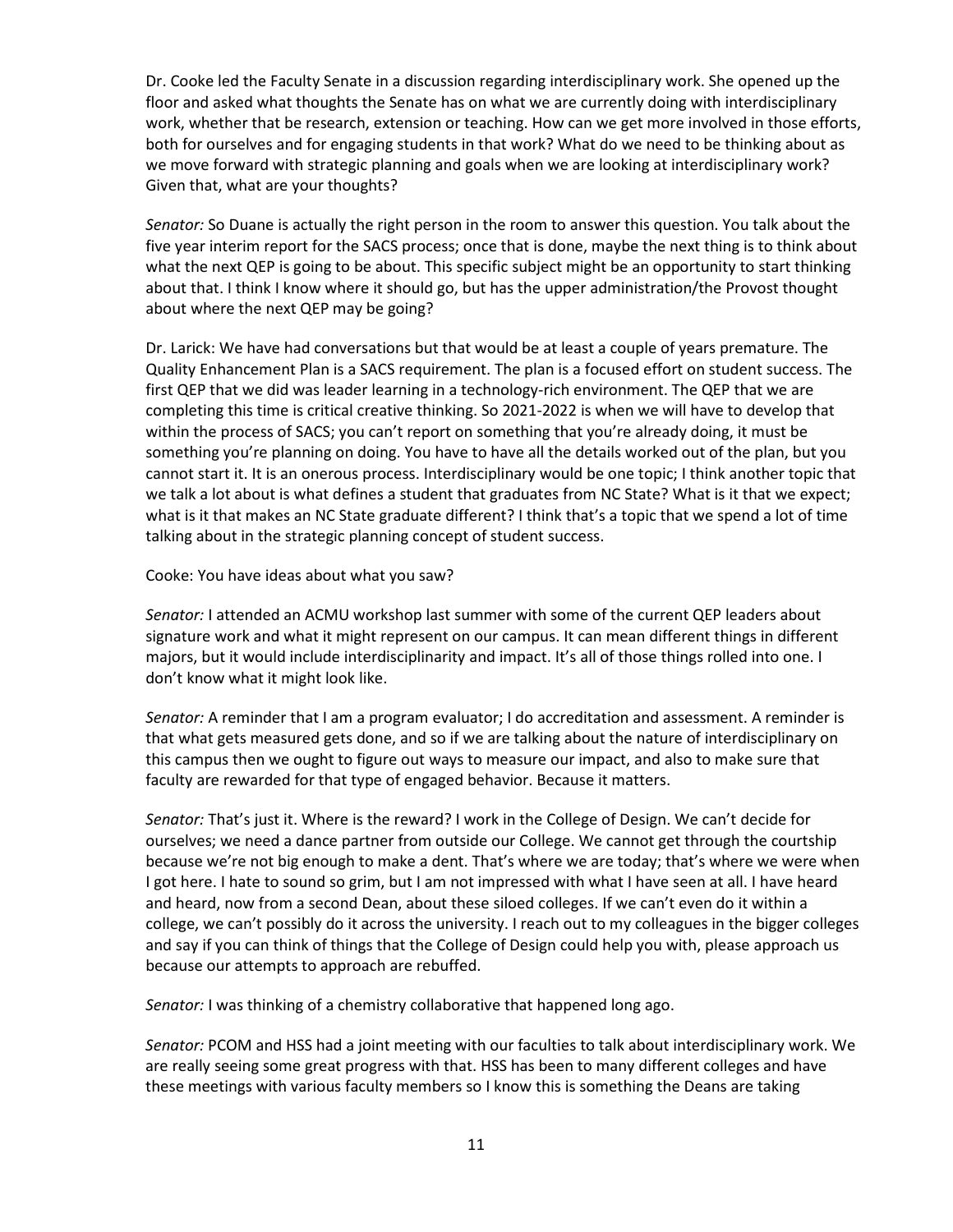Dr. Cooke led the Faculty Senate in a discussion regarding interdisciplinary work. She opened up the floor and asked what thoughts the Senate has on what we are currently doing with interdisciplinary work, whether that be research, extension or teaching. How can we get more involved in those efforts, both for ourselves and for engaging students in that work? What do we need to be thinking about as we move forward with strategic planning and goals when we are looking at interdisciplinary work? Given that, what are your thoughts?

*Senator:* So Duane is actually the right person in the room to answer this question. You talk about the five year interim report for the SACS process; once that is done, maybe the next thing is to think about what the next QEP is going to be about. This specific subject might be an opportunity to start thinking about that. I think I know where it should go, but has the upper administration/the Provost thought about where the next QEP may be going?

Dr. Larick: We have had conversations but that would be at least a couple of years premature. The Quality Enhancement Plan is a SACS requirement. The plan is a focused effort on student success. The first QEP that we did was leader learning in a technology-rich environment. The QEP that we are completing this time is critical creative thinking. So 2021-2022 is when we will have to develop that within the process of SACS; you can't report on something that you're already doing, it must be something you're planning on doing. You have to have all the details worked out of the plan, but you cannot start it. It is an onerous process. Interdisciplinary would be one topic; I think another topic that we talk a lot about is what defines a student that graduates from NC State? What is it that we expect; what is it that makes an NC State graduate different? I think that's a topic that we spend a lot of time talking about in the strategic planning concept of student success.

Cooke: You have ideas about what you saw?

*Senator:* I attended an ACMU workshop last summer with some of the current QEP leaders about signature work and what it might represent on our campus. It can mean different things in different majors, but it would include interdisciplinarity and impact. It's all of those things rolled into one. I don't know what it might look like.

*Senator:* A reminder that I am a program evaluator; I do accreditation and assessment. A reminder is that what gets measured gets done, and so if we are talking about the nature of interdisciplinary on this campus then we ought to figure out ways to measure our impact, and also to make sure that faculty are rewarded for that type of engaged behavior. Because it matters.

*Senator:* That's just it. Where is the reward? I work in the College of Design. We can't decide for ourselves; we need a dance partner from outside our College. We cannot get through the courtship because we're not big enough to make a dent. That's where we are today; that's where we were when I got here. I hate to sound so grim, but I am not impressed with what I have seen at all. I have heard and heard, now from a second Dean, about these siloed colleges. If we can't even do it within a college, we can't possibly do it across the university. I reach out to my colleagues in the bigger colleges and say if you can think of things that the College of Design could help you with, please approach us because our attempts to approach are rebuffed.

*Senator:* I was thinking of a chemistry collaborative that happened long ago.

*Senator:* PCOM and HSS had a joint meeting with our faculties to talk about interdisciplinary work. We are really seeing some great progress with that. HSS has been to many different colleges and have these meetings with various faculty members so I know this is something the Deans are taking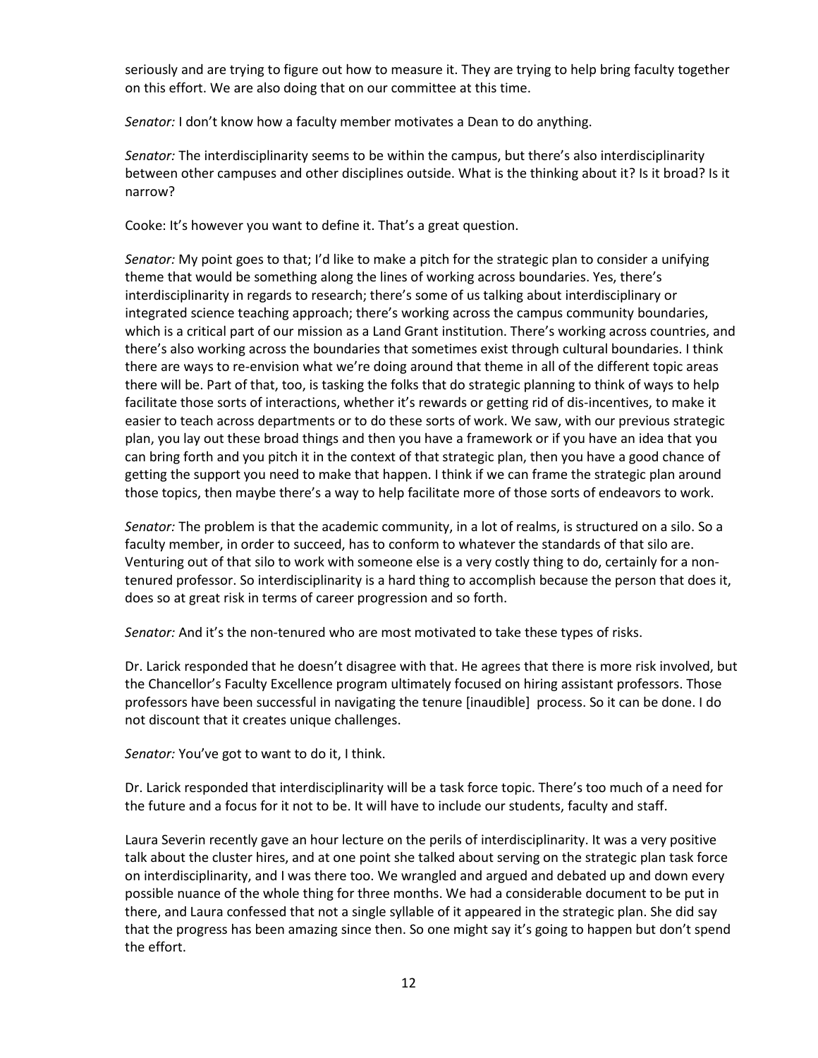seriously and are trying to figure out how to measure it. They are trying to help bring faculty together on this effort. We are also doing that on our committee at this time.

*Senator:* I don't know how a faculty member motivates a Dean to do anything.

*Senator:* The interdisciplinarity seems to be within the campus, but there's also interdisciplinarity between other campuses and other disciplines outside. What is the thinking about it? Is it broad? Is it narrow?

Cooke: It's however you want to define it. That's a great question.

*Senator:* My point goes to that; I'd like to make a pitch for the strategic plan to consider a unifying theme that would be something along the lines of working across boundaries. Yes, there's interdisciplinarity in regards to research; there's some of us talking about interdisciplinary or integrated science teaching approach; there's working across the campus community boundaries, which is a critical part of our mission as a Land Grant institution. There's working across countries, and there's also working across the boundaries that sometimes exist through cultural boundaries. I think there are ways to re-envision what we're doing around that theme in all of the different topic areas there will be. Part of that, too, is tasking the folks that do strategic planning to think of ways to help facilitate those sorts of interactions, whether it's rewards or getting rid of dis-incentives, to make it easier to teach across departments or to do these sorts of work. We saw, with our previous strategic plan, you lay out these broad things and then you have a framework or if you have an idea that you can bring forth and you pitch it in the context of that strategic plan, then you have a good chance of getting the support you need to make that happen. I think if we can frame the strategic plan around those topics, then maybe there's a way to help facilitate more of those sorts of endeavors to work.

*Senator:* The problem is that the academic community, in a lot of realms, is structured on a silo. So a faculty member, in order to succeed, has to conform to whatever the standards of that silo are. Venturing out of that silo to work with someone else is a very costly thing to do, certainly for a non-tenured professor. So interdisciplinarity is a hard thing to accomplish because the person that does it, does so at great risk in terms of career progression and so forth.

*Senator:* And it's the non-tenured who are most motivated to take these types of risks.

Dr. Larick responded that he doesn't disagree with that. He agrees that there is more risk involved, but the Chancellor's Faculty Excellence program ultimately focused on hiring assistant professors. Those professors have been successful in navigating the tenure [inaudible] process. So it can be done. I do not discount that it creates unique challenges.

*Senator:* You've got to want to do it, I think.

Dr. Larick responded that interdisciplinarity will be a task force topic. There's too much of a need for the future and a focus for it not to be. It will have to include our students, faculty and staff.

Laura Severin recently gave an hour lecture on the perils of interdisciplinarity. It was a very positive talk about the cluster hires, and at one point she talked about serving on the strategic plan task force on interdisciplinarity, and I was there too. We wrangled and argued and debated up and down every possible nuance of the whole thing for three months. We had a considerable document to be put in there, and Laura confessed that not a single syllable of it appeared in the strategic plan. She did say that the progress has been amazing since then. So one might say it's going to happen but don't spend the effort.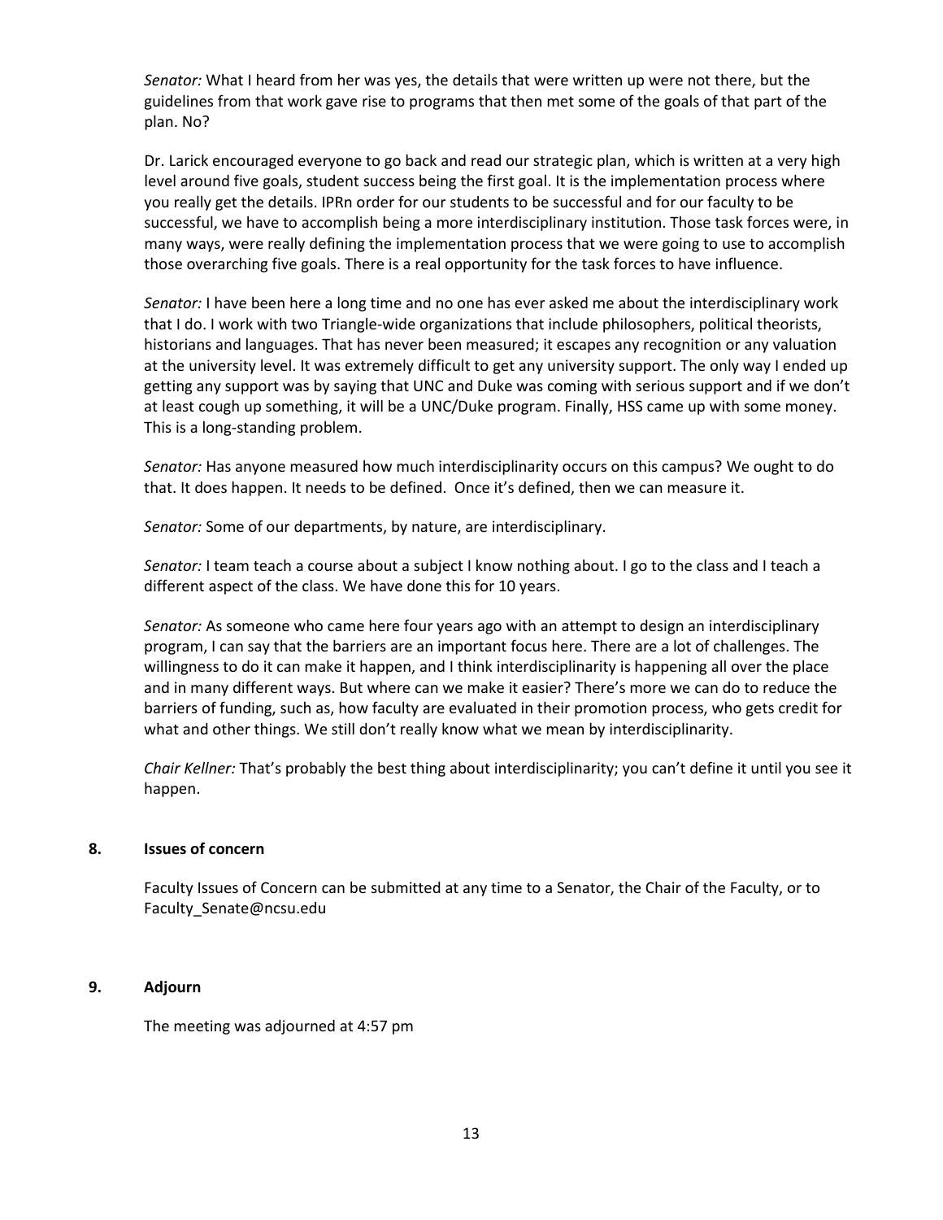*Senator:* What I heard from her was yes, the details that were written up were not there, but the guidelines from that work gave rise to programs that then met some of the goals of that part of the plan. No?

Dr. Larick encouraged everyone to go back and read our strategic plan, which is written at a very high level around five goals, student success being the first goal. It is the implementation process where you really get the details. IPRn order for our students to be successful and for our faculty to be successful, we have to accomplish being a more interdisciplinary institution. Those task forces were, in many ways, were really defining the implementation process that we were going to use to accomplish those overarching five goals. There is a real opportunity for the task forces to have influence.

*Senator:* I have been here a long time and no one has ever asked me about the interdisciplinary work that I do. I work with two Triangle-wide organizations that include philosophers, political theorists, historians and languages. That has never been measured; it escapes any recognition or any valuation at the university level. It was extremely difficult to get any university support. The only way I ended up getting any support was by saying that UNC and Duke was coming with serious support and if we don't at least cough up something, it will be a UNC/Duke program. Finally, HSS came up with some money. This is a long-standing problem.

*Senator:* Has anyone measured how much interdisciplinarity occurs on this campus? We ought to do that. It does happen. It needs to be defined. Once it's defined, then we can measure it.

*Senator:* Some of our departments, by nature, are interdisciplinary.

*Senator:* I team teach a course about a subject I know nothing about. I go to the class and I teach a different aspect of the class. We have done this for 10 years.

*Senator:* As someone who came here four years ago with an attempt to design an interdisciplinary program, I can say that the barriers are an important focus here. There are a lot of challenges. The willingness to do it can make it happen, and I think interdisciplinarity is happening all over the place and in many different ways. But where can we make it easier? There's more we can do to reduce the barriers of funding, such as, how faculty are evaluated in their promotion process, who gets credit for what and other things. We still don't really know what we mean by interdisciplinarity.

*Chair Kellner:* That's probably the best thing about interdisciplinarity; you can't define it until you see it happen.

## 8. Issues of concern

Faculty Issues of Concern can be submitted at any time to a Senator, the Chair of the Faculty, or to Faculty_Senate@ncsu.edu

## 9. Adjourn

The meeting was adjourned at 4:57 pm